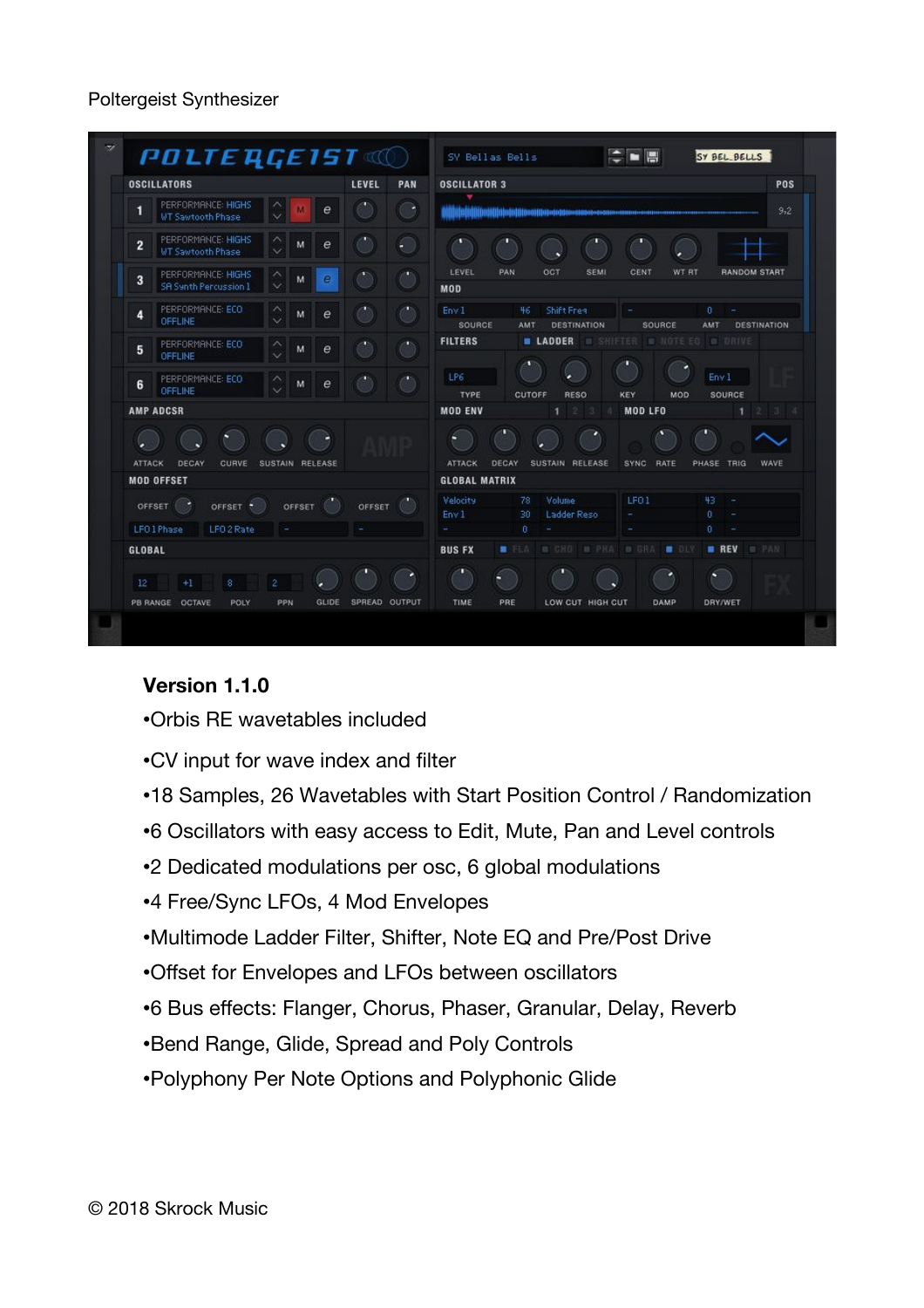Poltergeist Synthesizer

**Version 1.1.0**

- •Orbis RE wavetables included
- •CV input for wave index and filter
- •18 Samples, 26 Wavetables with Start Position Control / Randomization
- •6 Oscillators with easy access to Edit, Mute, Pan and Level controls
- •2 Dedicated modulations per osc, 6 global modulations
- •4 Free/Sync LFOs, 4 Mod Envelopes
- •Multimode Ladder Filter, Shifter, Note EQ and Pre/Post Drive
- •Offset for Envelopes and LFOs between oscillators
- •6 Bus effects: Flanger, Chorus, Phaser, Granular, Delay, Reverb
- •Bend Range, Glide, Spread and Poly Controls
- •Polyphony Per Note Options and Polyphonic Glide

© 2018 Skrock Music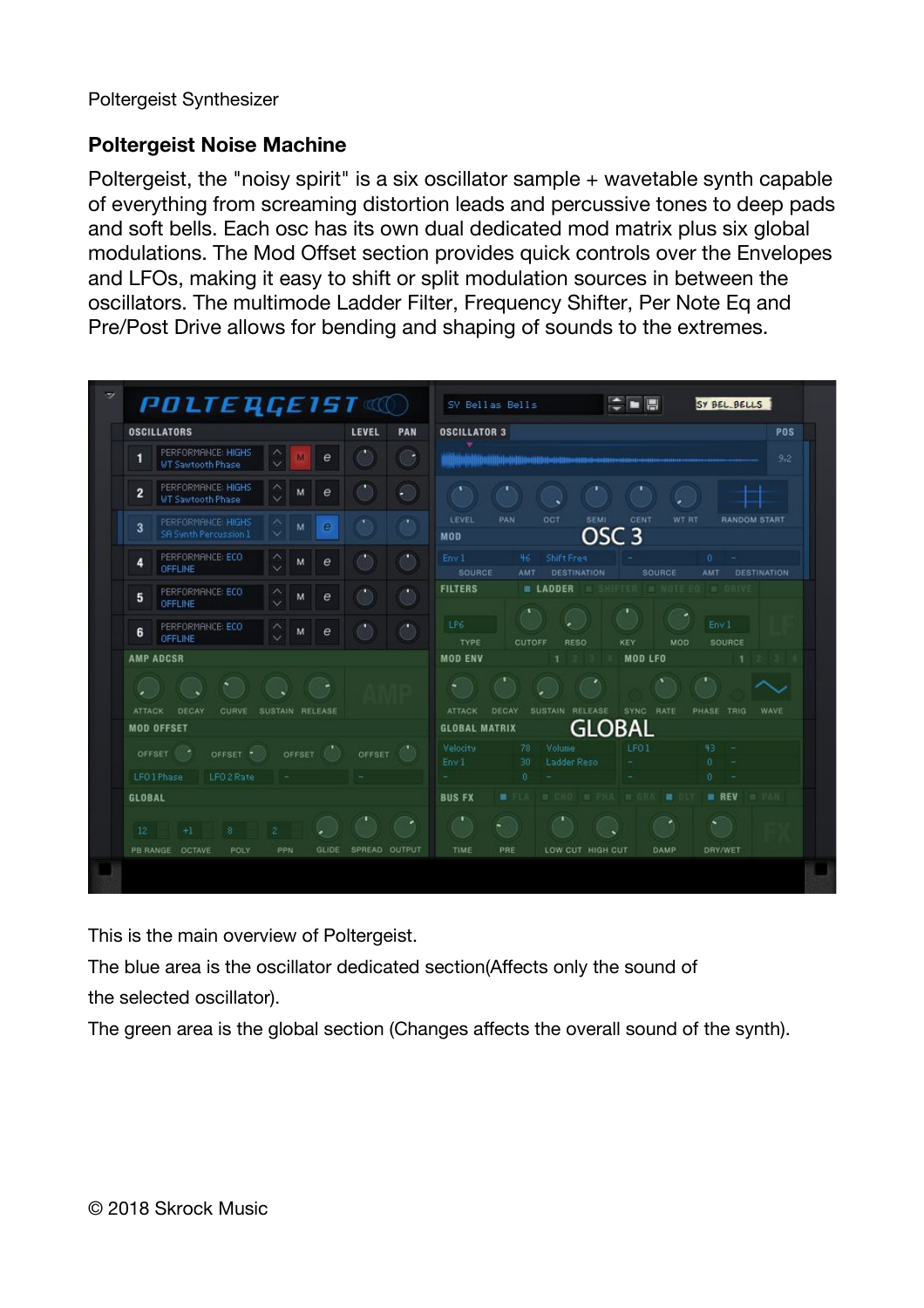Poltergeist Synthesizer

## Poltergeist Noise Machine

Poltergeist, the "noisy spirit" is a six oscillator sample + wavetable synth capable of everything from screaming distortion leads and percussive tones to deep pads and soft bells. Each osc has its own dual dedicated mod matrix plus six global modulations. The Mod Offset section provides quick controls over the Envelopes and LFOs, making it easy to shift or split modulation sources in between the oscillators. The multimode Ladder Filter, Frequency Shifter, Per Note Eq and Pre/Post Drive allows for bending and shaping of sounds to the extremes.

This is the main overview of Poltergeist.

The blue area is the oscillator dedicated section(Affects only the sound of the selected oscillator).

The green area is the global section (Changes affects the overall sound of the synth).

© 2018 Skrock Music